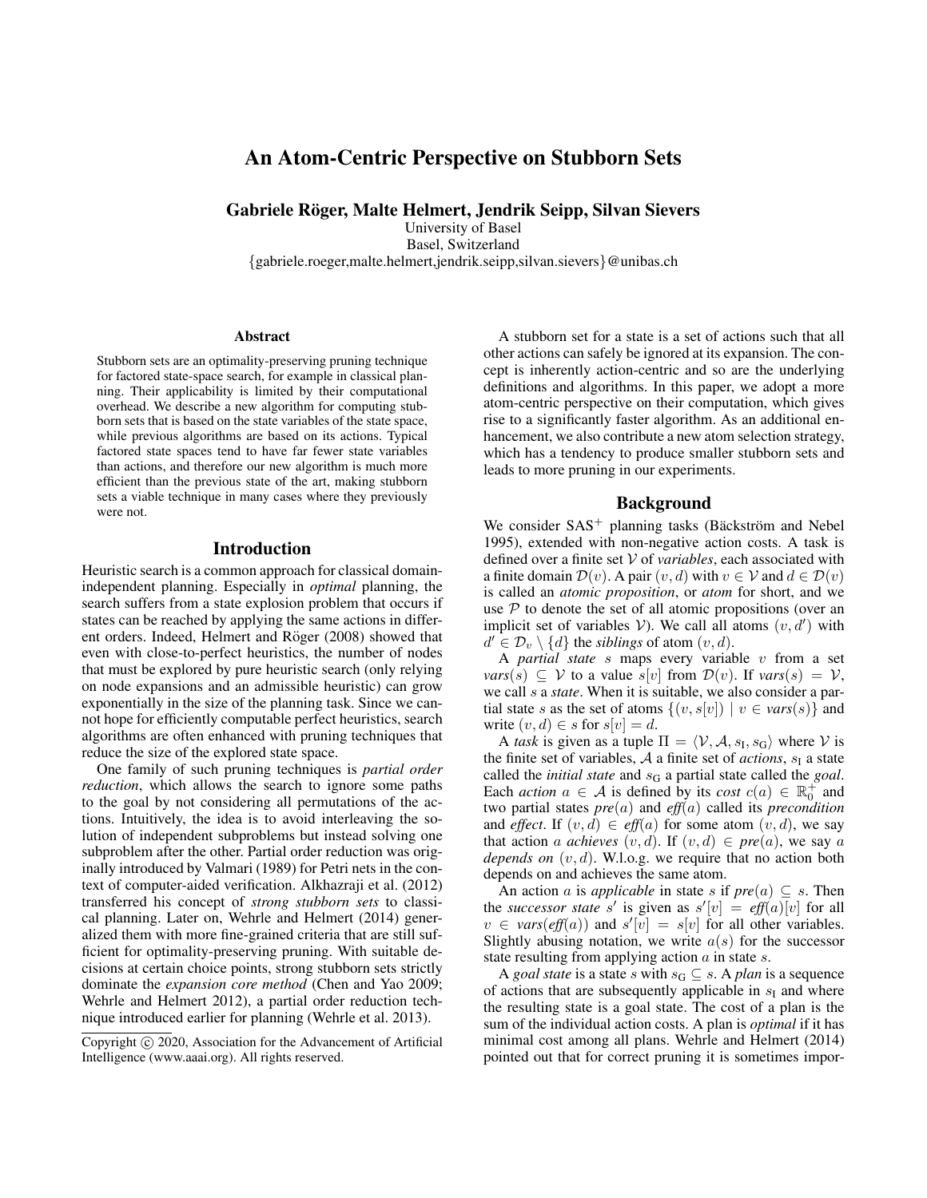# An Atom-Centric Perspective on Stubborn Sets

**Gabriele Röger, Malte Helmert, Jendrik Seipp, Silvan Sievers**

University of Basel
Basel, Switzerland
{gabriele.roeger,malte.helmert,jendrik.seipp,silvan.sievers}@unibas.ch

## Abstract

Stubborn sets are an optimality-preserving pruning technique for factored state-space search, for example in classical planning. Their applicability is limited by their computational overhead. We describe a new algorithm for computing stubborn sets that is based on the state variables of the state space, while previous algorithms are based on its actions. Typical factored state spaces tend to have far fewer state variables than actions, and therefore our new algorithm is much more efficient than the previous state of the art, making stubborn sets a viable technique in many cases where they previously were not.

## Introduction

Heuristic search is a common approach for classical domain-independent planning. Especially in *optimal* planning, the search suffers from a state explosion problem that occurs if states can be reached by applying the same actions in different orders. Indeed, Helmert and Röger (2008) showed that even with close-to-perfect heuristics, the number of nodes that must be explored by pure heuristic search (only relying on node expansions and an admissible heuristic) can grow exponentially in the size of the planning task. Since we cannot hope for efficiently computable perfect heuristics, search algorithms are often enhanced with pruning techniques that reduce the size of the explored state space.

One family of such pruning techniques is *partial order reduction*, which allows the search to ignore some paths to the goal by not considering all permutations of the actions. Intuitively, the idea is to avoid interleaving the solution of independent subproblems but instead solving one subproblem after the other. Partial order reduction was originally introduced by Valmari (1989) for Petri nets in the context of computer-aided verification. Alkhazraji et al. (2012) transferred his concept of *strong stubborn sets* to classical planning. Later on, Wehrle and Helmert (2014) generalized them with more fine-grained criteria that are still sufficient for optimality-preserving pruning. With suitable decisions at certain choice points, strong stubborn sets strictly dominate the *expansion core method* (Chen and Yao 2009; Wehrle and Helmert 2012), a partial order reduction technique introduced earlier for planning (Wehrle et al. 2013).

Copyright © 2020, Association for the Advancement of Artificial Intelligence (www.aaai.org). All rights reserved.

A stubborn set for a state is a set of actions such that all other actions can safely be ignored at its expansion. The concept is inherently action-centric and so are the underlying definitions and algorithms. In this paper, we adopt a more atom-centric perspective on their computation, which gives rise to a significantly faster algorithm. As an additional enhancement, we also contribute a new atom selection strategy, which has a tendency to produce smaller stubborn sets and leads to more pruning in our experiments.

## Background

We consider $SAS^+$ planning tasks (Bäckström and Nebel 1995), extended with non-negative action costs. A task is defined over a finite set $\mathcal{V}$ of *variables*, each associated with a finite domain $\mathcal{D}(v)$. A pair $(v, d)$ with $v \in \mathcal{V}$ and $d \in \mathcal{D}(v)$ is called an *atomic proposition*, or *atom* for short, and we use $\mathcal{P}$ to denote the set of all atomic propositions (over an implicit set of variables $\mathcal{V}$). We call all atoms $(v, d')$ with $d' \in \mathcal{D}_v \setminus \{d\}$ the *siblings* of atom $(v, d)$.

A *partial state* $s$ maps every variable $v$ from a set $vars(s) \subseteq \mathcal{V}$ to a value $s[v]$ from $\mathcal{D}(v)$. If $vars(s) = \mathcal{V}$, we call $s$ a *state*. When it is suitable, we also consider a partial state $s$ as the set of atoms $\{(v, s[v]) \mid v \in vars(s)\}$ and write $(v, d) \in s$ for $s[v] = d$.

A *task* is given as a tuple $\Pi = \langle \mathcal{V}, \mathcal{A}, s_I, s_G \rangle$ where $\mathcal{V}$ is the finite set of variables, $\mathcal{A}$ a finite set of *actions*, $s_I$ a state called the *initial state* and $s_G$ a partial state called the *goal*. Each *action* $a \in \mathcal{A}$ is defined by its *cost* $c(a) \in \mathbb{R}_0^+$ and two partial states $pre(a)$ and $eff(a)$ called its *precondition* and *effect*. If $(v, d) \in eff(a)$ for some atom $(v, d)$, we say that action $a$ *achieves* $(v, d)$. If $(v, d) \in pre(a)$, we say $a$ *depends on* $(v, d)$. W.l.o.g. we require that no action both depends on and achieves the same atom.

An action $a$ is *applicable* in state $s$ if $pre(a) \subseteq s$. Then the *successor state* $s'$ is given as $s'[v] = eff(a)[v]$ for all $v \in vars(eff(a))$ and $s'[v] = s[v]$ for all other variables. Slightly abusing notation, we write $a(s)$ for the successor state resulting from applying action $a$ in state $s$.

A *goal state* is a state $s$ with $s_G \subseteq s$. A *plan* is a sequence of actions that are subsequently applicable in $s_I$ and where the resulting state is a goal state. The cost of a plan is the sum of the individual action costs. A plan is *optimal* if it has minimal cost among all plans. Wehrle and Helmert (2014) pointed out that for correct pruning it is sometimes impor-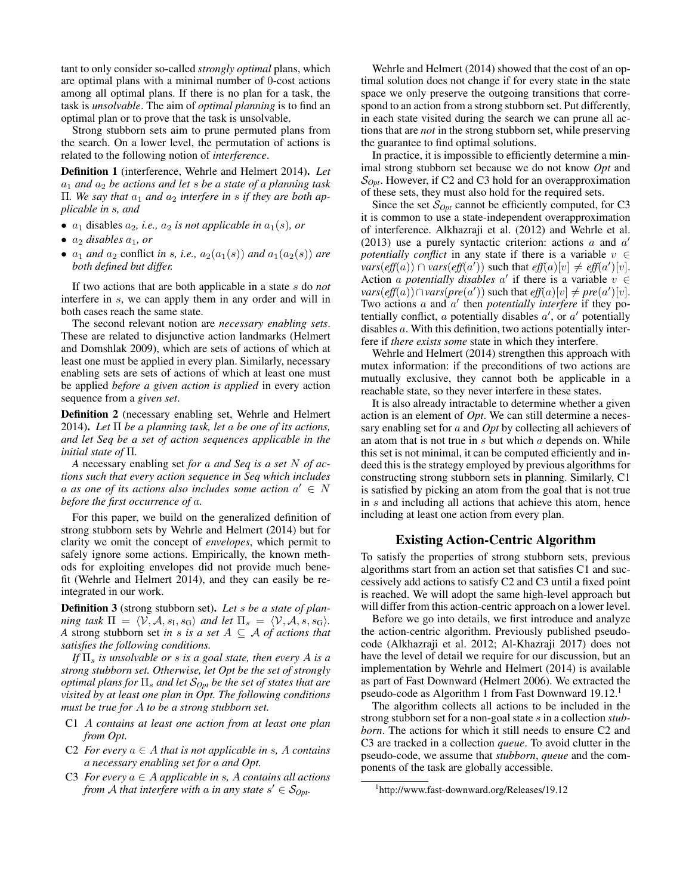tant to only consider so-called *strongly optimal* plans, which are optimal plans with a minimal number of 0-cost actions among all optimal plans. If there is no plan for a task, the task is *unsolvable*. The aim of *optimal planning* is to find an optimal plan or to prove that the task is unsolvable.

Strong stubborn sets aim to prune permuted plans from the search. On a lower level, the permutation of actions is related to the following notion of *interference*.

**Definition 1** (interference, Wehrle and Helmert 2014). *Let $a_1$ and $a_2$ be actions and let $s$ be a state of a planning task $\Pi$. We say that $a_1$ and $a_2$ interfere in $s$ if they are both applicable in $s$, and*

- *$a_1$ disables $a_2$, i.e., $a_2$ is not applicable in $a_1(s)$, or*
- *$a_2$ disables $a_1$, or*
- *$a_1$ and $a_2$ conflict in $s$, i.e., $a_2(a_1(s))$ and $a_1(a_2(s))$ are both defined but differ.*

If two actions that are both applicable in a state $s$ do *not* interfere in $s$, we can apply them in any order and will in both cases reach the same state.

The second relevant notion are *necessary enabling sets*. These are related to disjunctive action landmarks (Helmert and Domshlak 2009), which are sets of actions of which at least one must be applied in every plan. Similarly, necessary enabling sets are sets of actions of which at least one must be applied *before a given action is applied* in every action sequence from a *given set*.

**Definition 2** (necessary enabling set, Wehrle and Helmert 2014). *Let $\Pi$ be a planning task, let $a$ be one of its actions, and let Seq be a set of action sequences applicable in the initial state of $\Pi$.*

*A* necessary enabling set *for $a$ and Seq is a set $N$ of actions such that every action sequence in Seq which includes $a$ as one of its actions also includes some action $a' \in N$ before the first occurrence of $a$.*

For this paper, we build on the generalized definition of strong stubborn sets by Wehrle and Helmert (2014) but for clarity we omit the concept of *envelopes*, which permit to safely ignore some actions. Empirically, the known methods for exploiting envelopes did not provide much benefit (Wehrle and Helmert 2014), and they can easily be reintegrated in our work.

**Definition 3** (strong stubborn set). *Let $s$ be a state of planning task $\Pi = \langle \mathcal{V}, \mathcal{A}, s_{\mathrm{I}}, s_{\mathrm{G}} \rangle$ and let $\Pi_s = \langle \mathcal{V}, \mathcal{A}, s, s_{\mathrm{G}} \rangle$. A* strong stubborn set *in $s$ is a set $A \subseteq \mathcal{A}$ of actions that satisfies the following conditions.*

*If $\Pi_s$ is unsolvable or $s$ is a goal state, then every $A$ is a strong stubborn set. Otherwise, let Opt be the set of strongly optimal plans for $\Pi_s$ and let $\mathcal{S}_{Opt}$ be the set of states that are visited by at least one plan in Opt. The following conditions must be true for $A$ to be a strong stubborn set.*

- C1 *$A$ contains at least one action from at least one plan from Opt.*
- C2 *For every $a \in A$ that is not applicable in $s$, $A$ contains a necessary enabling set for $a$ and Opt.*
- C3 *For every $a \in A$ applicable in $s$, $A$ contains all actions from $\mathcal{A}$ that interfere with $a$ in any state $s' \in \mathcal{S}_{Opt}$.*

Wehrle and Helmert (2014) showed that the cost of an optimal solution does not change if for every state in the state space we only preserve the outgoing transitions that correspond to an action from a strong stubborn set. Put differently, in each state visited during the search we can prune all actions that are *not* in the strong stubborn set, while preserving the guarantee to find optimal solutions.

In practice, it is impossible to efficiently determine a minimal strong stubborn set because we do not know *Opt* and $\mathcal{S}_{Opt}$. However, if C2 and C3 hold for an overapproximation of these sets, they must also hold for the required sets.

Since the set $\mathcal{S}_{Opt}$ cannot be efficiently computed, for C3 it is common to use a state-independent overapproximation of interference. Alkhazraji et al. (2012) and Wehrle et al. (2013) use a purely syntactic criterion: actions $a$ and $a'$ *potentially conflict* in any state if there is a variable $v \in vars(eff(a)) \cap vars(eff(a'))$ such that $eff(a)[v] \neq eff(a')[v]$. Action $a$ *potentially disables* $a'$ if there is a variable $v \in vars(eff(a)) \cap vars(pre(a'))$ such that $eff(a)[v] \neq pre(a')[v]$. Two actions $a$ and $a'$ then *potentially interfere* if they potentially conflict, $a$ potentially disables $a'$, or $a'$ potentially disables $a$. With this definition, two actions potentially interfere if *there exists some* state in which they interfere.

Wehrle and Helmert (2014) strengthen this approach with mutex information: if the preconditions of two actions are mutually exclusive, they cannot both be applicable in a reachable state, so they never interfere in these states.

It is also already intractable to determine whether a given action is an element of *Opt*. We can still determine a necessary enabling set for $a$ and *Opt* by collecting all achievers of an atom that is not true in $s$ but which $a$ depends on. While this set is not minimal, it can be computed efficiently and indeed this is the strategy employed by previous algorithms for constructing strong stubborn sets in planning. Similarly, C1 is satisfied by picking an atom from the goal that is not true in $s$ and including all actions that achieve this atom, hence including at least one action from every plan.

## Existing Action-Centric Algorithm

To satisfy the properties of strong stubborn sets, previous algorithms start from an action set that satisfies C1 and successively add actions to satisfy C2 and C3 until a fixed point is reached. We will adopt the same high-level approach but will differ from this action-centric approach on a lower level.

Before we go into details, we first introduce and analyze the action-centric algorithm. Previously published pseudocode (Alkhazraji et al. 2012; Al-Khazraji 2017) does not have the level of detail we require for our discussion, but an implementation by Wehrle and Helmert (2014) is available as part of Fast Downward (Helmert 2006). We extracted the pseudo-code as Algorithm 1 from Fast Downward 19.12.[1]

The algorithm collects all actions to be included in the strong stubborn set for a non-goal state $s$ in a collection *stubborn*. The actions for which it still needs to ensure C2 and C3 are tracked in a collection *queue*. To avoid clutter in the pseudo-code, we assume that *stubborn*, *queue* and the components of the task are globally accessible.

[1] http://www.fast-downward.org/Releases/19.12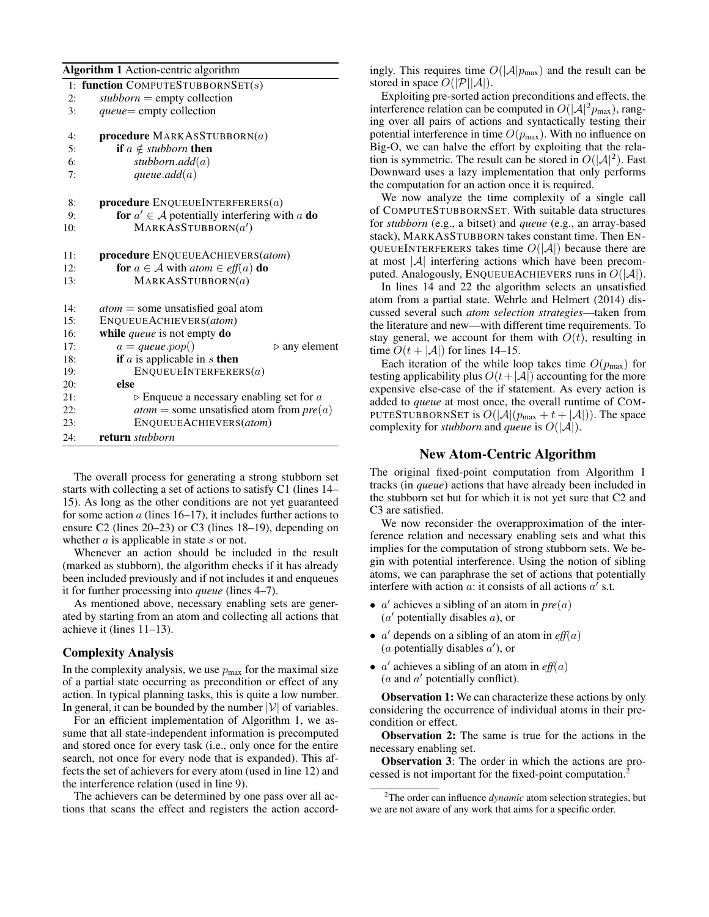**Algorithm 1** Action-centric algorithm

```
 1: function COMPUTESTUBBORNSET(s)
 2:     stubborn = empty collection
 3:     queue= empty collection

 4:     procedure MARKASSTUBBORN(a)
 5:         if a ∉ stubborn then
 6:             stubborn.add(a)
 7:             queue.add(a)

 8:     procedure ENQUEUEINTERFERERS(a)
 9:         for a' ∈ A potentially interfering with a do
10:             MARKASSTUBBORN(a')

11:     procedure ENQUEUEACHIEVERS(atom)
12:         for a ∈ A with atom ∈ eff(a) do
13:             MARKASSTUBBORN(a)

14:     atom = some unsatisfied goal atom
15:     ENQUEUEACHIEVERS(atom)
16:     while queue is not empty do
17:         a = queue.pop()                          ▷ any element
18:         if a is applicable in s then
19:             ENQUEUEINTERFERERS(a)
20:         else
21:             ▷ Enqueue a necessary enabling set for a
22:             atom = some unsatisfied atom from pre(a)
23:             ENQUEUEACHIEVERS(atom)
24:     return stubborn
```

The overall process for generating a strong stubborn set starts with collecting a set of actions to satisfy C1 (lines 14–15). As long as the other conditions are not yet guaranteed for some action $a$ (lines 16–17), it includes further actions to ensure C2 (lines 20–23) or C3 (lines 18–19), depending on whether $a$ is applicable in state $s$ or not.

Whenever an action should be included in the result (marked as stubborn), the algorithm checks if it has already been included previously and if not includes it and enqueues it for further processing into *queue* (lines 4–7).

As mentioned above, necessary enabling sets are generated by starting from an atom and collecting all actions that achieve it (lines 11–13).

### Complexity Analysis

In the complexity analysis, we use $p_{\max}$ for the maximal size of a partial state occurring as precondition or effect of any action. In typical planning tasks, this is quite a low number. In general, it can be bounded by the number $|\mathcal{V}|$ of variables.

For an efficient implementation of Algorithm 1, we assume that all state-independent information is precomputed and stored once for every task (i.e., only once for the entire search, not once for every node that is expanded). This affects the set of achievers for every atom (used in line 12) and the interference relation (used in line 9).

The achievers can be determined by one pass over all actions that scans the effect and registers the action accordingly. This requires time $O(|\mathcal{A}|p_{\max})$ and the result can be stored in space $O(|\mathcal{P}||\mathcal{A}|)$.

Exploiting pre-sorted action preconditions and effects, the interference relation can be computed in $O(|\mathcal{A}|^2 p_{\max})$, ranging over all pairs of actions and syntactically testing their potential interference in time $O(p_{\max})$. With no influence on Big-O, we can halve the effort by exploiting that the relation is symmetric. The result can be stored in $O(|\mathcal{A}|^2)$. Fast Downward uses a lazy implementation that only performs the computation for an action once it is required.

We now analyze the time complexity of a single call of COMPUTESTUBBORNSET. With suitable data structures for *stubborn* (e.g., a bitset) and *queue* (e.g., an array-based stack), MARKASSTUBBORN takes constant time. Then ENQUEUEINTERFERERS takes time $O(|\mathcal{A}|)$ because there are at most $|\mathcal{A}|$ interfering actions which have been precomputed. Analogously, ENQUEUEACHIEVERS runs in $O(|\mathcal{A}|)$.

In lines 14 and 22 the algorithm selects an unsatisfied atom from a partial state. Wehrle and Helmert (2014) discussed several such *atom selection strategies*—taken from the literature and new—with different time requirements. To stay general, we account for them with $O(t)$, resulting in time $O(t + |\mathcal{A}|)$ for lines 14–15.

Each iteration of the while loop takes time $O(p_{\max})$ for testing applicability plus $O(t+|\mathcal{A}|)$ accounting for the more expensive else-case of the if statement. As every action is added to *queue* at most once, the overall runtime of COMPUTESTUBBORNSET is $O(|\mathcal{A}|(p_{\max} + t + |\mathcal{A}|))$. The space complexity for *stubborn* and *queue* is $O(|\mathcal{A}|)$.

## New Atom-Centric Algorithm

The original fixed-point computation from Algorithm 1 tracks (in *queue*) actions that have already been included in the stubborn set but for which it is not yet sure that C2 and C3 are satisfied.

We now reconsider the overapproximation of the interference relation and necessary enabling sets and what this implies for the computation of strong stubborn sets. We begin with potential interference. Using the notion of sibling atoms, we can paraphrase the set of actions that potentially interfere with action $a$: it consists of all actions $a'$ s.t.

- $a'$ achieves a sibling of an atom in *pre*$(a)$ ($a'$ potentially disables $a$), or
- $a'$ depends on a sibling of an atom in *eff*$(a)$ ($a$ potentially disables $a'$), or
- $a'$ achieves a sibling of an atom in *eff*$(a)$ ($a$ and $a'$ potentially conflict).

**Observation 1:** We can characterize these actions by only considering the occurrence of individual atoms in their precondition or effect.

**Observation 2:** The same is true for the actions in the necessary enabling set.

**Observation 3**: The order in which the actions are processed is not important for the fixed-point computation.[2]

[2]The order can influence *dynamic* atom selection strategies, but we are not aware of any work that aims for a specific order.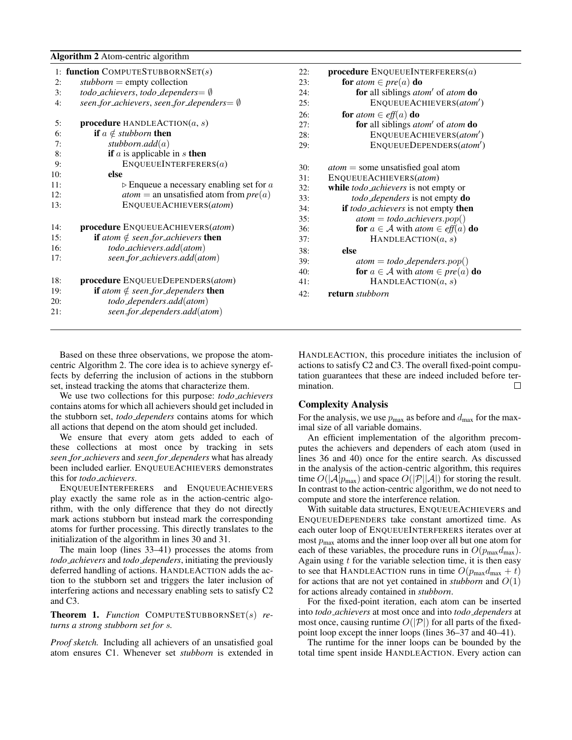**Algorithm 2** Atom-centric algorithm

```
1:  function COMPUTESTUBBORNSET(s)
2:      stubborn = empty collection
3:      todo_achievers, todo_dependers = ∅
4:      seen_for_achievers, seen_for_dependers = ∅

5:      procedure HANDLEACTION(a, s)
6:          if a ∉ stubborn then
7:              stubborn.add(a)
8:              if a is applicable in s then
9:                  ENQUEUEINTERFERERS(a)
10:             else
11:                 ▷ Enqueue a necessary enabling set for a
12:                 atom = an unsatisfied atom from pre(a)
13:                 ENQUEUEACHIEVERS(atom)

14:     procedure ENQUEUEACHIEVERS(atom)
15:         if atom ∉ seen_for_achievers then
16:             todo_achievers.add(atom)
17:             seen_for_achievers.add(atom)

18:     procedure ENQUEUEDEPENDERS(atom)
19:         if atom ∉ seen_for_dependers then
20:             todo_dependers.add(atom)
21:             seen_for_dependers.add(atom)

22:     procedure ENQUEUEINTERFERERS(a)
23:         for atom ∈ pre(a) do
24:             for all siblings atom' of atom do
25:                 ENQUEUEACHIEVERS(atom')
26:         for atom ∈ eff(a) do
27:             for all siblings atom' of atom do
28:                 ENQUEUEACHIEVERS(atom')
29:                 ENQUEUEDEPENDERS(atom')

30:     atom = some unsatisfied goal atom
31:     ENQUEUEACHIEVERS(atom)
32:     while todo_achievers is not empty or
33:             todo_dependers is not empty do
34:         if todo_achievers is not empty then
35:             atom = todo_achievers.pop()
36:             for a ∈ A with atom ∈ eff(a) do
37:                 HANDLEACTION(a, s)
38:         else
39:             atom = todo_dependers.pop()
40:             for a ∈ A with atom ∈ pre(a) do
41:                 HANDLEACTION(a, s)
42:     return stubborn
```

Based on these three observations, we propose the atom-centric Algorithm 2. The core idea is to achieve synergy effects by deferring the inclusion of actions in the stubborn set, instead tracking the atoms that characterize them.

We use two collections for this purpose: *todo_achievers* contains atoms for which all achievers should get included in the stubborn set, *todo_dependers* contains atoms for which all actions that depend on the atom should get included.

We ensure that every atom gets added to each of these collections at most once by tracking in sets *seen_for_achievers* and *seen_for_dependers* what has already been included earlier. ENQUEUEACHIEVERS demonstrates this for *todo_achievers*.

ENQUEUEINTERFERERS and ENQUEUEACHIEVERS play exactly the same role as in the action-centric algorithm, with the only difference that they do not directly mark actions stubborn but instead mark the corresponding atoms for further processing. This directly translates to the initialization of the algorithm in lines 30 and 31.

The main loop (lines 33–41) processes the atoms from *todo_achievers* and *todo_dependers*, initiating the previously deferred handling of actions. HANDLEACTION adds the action to the stubborn set and triggers the later inclusion of interfering actions and necessary enabling sets to satisfy C2 and C3.

**Theorem 1.** *Function* COMPUTESTUBBORNSET$(s)$ *returns a strong stubborn set for* $s$*.*

*Proof sketch.* Including all achievers of an unsatisfied goal atom ensures C1. Whenever set *stubborn* is extended in HANDLEACTION, this procedure initiates the inclusion of actions to satisfy C2 and C3. The overall fixed-point computation guarantees that these are indeed included before termination. □

## Complexity Analysis

For the analysis, we use $p_{\max}$ as before and $d_{\max}$ for the maximal size of all variable domains.

An efficient implementation of the algorithm precomputes the achievers and dependers of each atom (used in lines 36 and 40) once for the entire search. As discussed in the analysis of the action-centric algorithm, this requires time $O(|\mathcal{A}|p_{\max})$ and space $O(|\mathcal{P}||\mathcal{A}|)$ for storing the result. In contrast to the action-centric algorithm, we do not need to compute and store the interference relation.

With suitable data structures, ENQUEUEACHIEVERS and ENQUEUEDEPENDERS take constant amortized time. As each outer loop of ENQUEUEINTERFERERS iterates over at most $p_{\max}$ atoms and the inner loop over all but one atom for each of these variables, the procedure runs in $O(p_{\max}d_{\max})$. Again using $t$ for the variable selection time, it is then easy to see that HANDLEACTION runs in time $O(p_{\max}d_{\max} + t)$ for actions that are not yet contained in *stubborn* and $O(1)$ for actions already contained in *stubborn*.

For the fixed-point iteration, each atom can be inserted into *todo_achievers* at most once and into *todo_dependers* at most once, causing runtime $O(|\mathcal{P}|)$ for all parts of the fixed-point loop except the inner loops (lines 36–37 and 40–41).

The runtime for the inner loops can be bounded by the total time spent inside HANDLEACTION. Every action can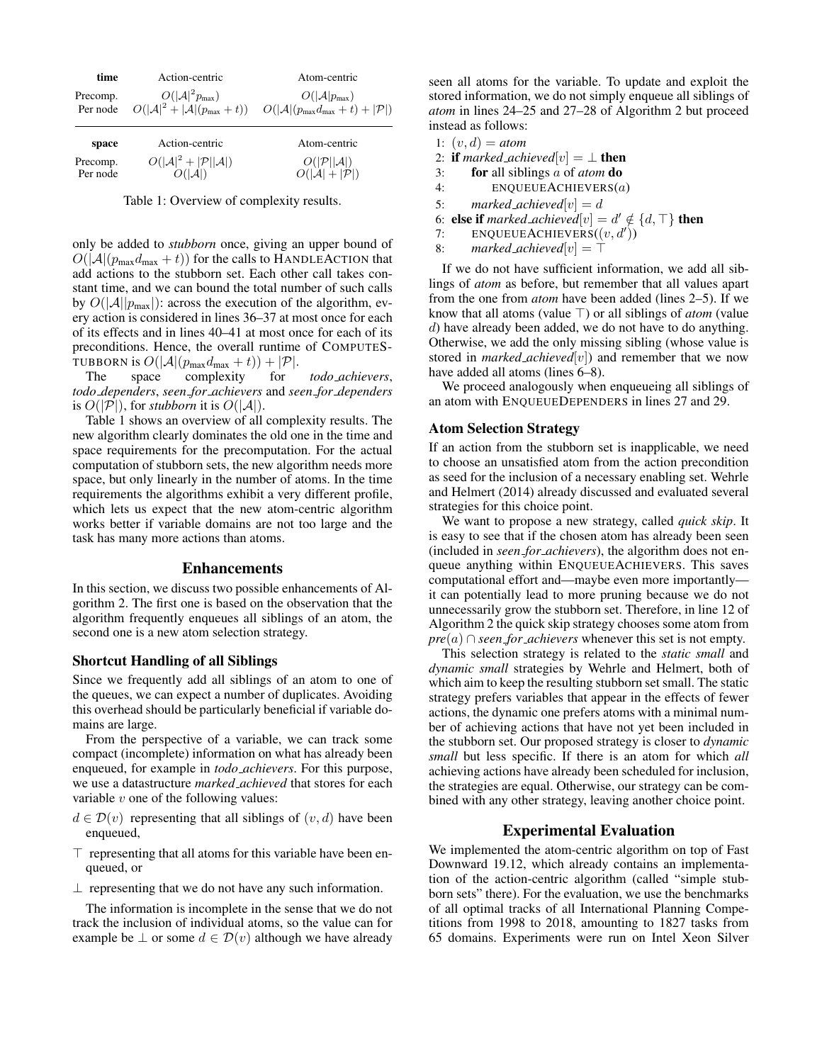| **time** | Action-centric | Atom-centric |
|---|---|---|
| Precomp. | $O(\|\mathcal{A}\|^2 p_{\max})$ | $O(\|\mathcal{A}\| p_{\max})$ |
| Per node | $O(\|\mathcal{A}\|^2 + \|\mathcal{A}\|(p_{\max} + t))$ | $O(\|\mathcal{A}\|(p_{\max} d_{\max} + t) + \|\mathcal{P}\|)$ |

| **space** | Action-centric | Atom-centric |
|---|---|---|
| Precomp. | $O(\|\mathcal{A}\|^2 + \|\mathcal{P}\|\|\mathcal{A}\|)$ | $O(\|\mathcal{P}\|\|\mathcal{A}\|)$ |
| Per node | $O(\|\mathcal{A}\|)$ | $O(\|\mathcal{A}\| + \|\mathcal{P}\|)$ |

Table 1: Overview of complexity results.

only be added to *stubborn* once, giving an upper bound of $O(|\mathcal{A}|(p_{\max} d_{\max} + t))$ for the calls to HANDLEACTION that add actions to the stubborn set. Each other call takes constant time, and we can bound the total number of such calls by $O(|\mathcal{A}||p_{\max}|)$: across the execution of the algorithm, every action is considered in lines 36–37 at most once for each of its effects and in lines 40–41 at most once for each of its preconditions. Hence, the overall runtime of COMPUTESTUBBORN is $O(|\mathcal{A}|(p_{\max} d_{\max} + t)) + |\mathcal{P}|$.

The space complexity for *todo_achievers*, *todo_dependers*, *seen_for_achievers* and *seen_for_dependers* is $O(|\mathcal{P}|)$, for *stubborn* it is $O(|\mathcal{A}|)$.

Table 1 shows an overview of all complexity results. The new algorithm clearly dominates the old one in the time and space requirements for the precomputation. For the actual computation of stubborn sets, the new algorithm needs more space, but only linearly in the number of atoms. In the time requirements the algorithms exhibit a very different profile, which lets us expect that the new atom-centric algorithm works better if variable domains are not too large and the task has many more actions than atoms.

## Enhancements

In this section, we discuss two possible enhancements of Algorithm 2. The first one is based on the observation that the algorithm frequently enqueues all siblings of an atom, the second one is a new atom selection strategy.

### Shortcut Handling of all Siblings

Since we frequently add all siblings of an atom to one of the queues, we can expect a number of duplicates. Avoiding this overhead should be particularly beneficial if variable domains are large.

From the perspective of a variable, we can track some compact (incomplete) information on what has already been enqueued, for example in *todo_achievers*. For this purpose, we use a datastructure *marked_achieved* that stores for each variable $v$ one of the following values:

- $d \in \mathcal{D}(v)$ representing that all siblings of $(v, d)$ have been enqueued,
- $\top$ representing that all atoms for this variable have been enqueued, or
- $\bot$ representing that we do not have any such information.

The information is incomplete in the sense that we do not track the inclusion of individual atoms, so the value can for example be $\bot$ or some $d \in \mathcal{D}(v)$ although we have already seen all atoms for the variable. To update and exploit the stored information, we do not simply enqueue all siblings of *atom* in lines 24–25 and 27–28 of Algorithm 2 but proceed instead as follows:

```
1: (v, d) = atom
2: if marked_achieved[v] = ⊥ then
3:     for all siblings a of atom do
4:         ENQUEUEACHIEVERS(a)
5:     marked_achieved[v] = d
6: else if marked_achieved[v] = d' ∉ {d, ⊤} then
7:     ENQUEUEACHIEVERS((v, d'))
8:     marked_achieved[v] = ⊤
```

If we do not have sufficient information, we add all siblings of *atom* as before, but remember that all values apart from the one from *atom* have been added (lines 2–5). If we know that all atoms (value $\top$) or all siblings of *atom* (value $d$) have already been added, we do not have to do anything. Otherwise, we add the only missing sibling (whose value is stored in *marked_achieved*$[v]$) and remember that we now have added all atoms (lines 6–8).

We proceed analogously when enqueueing all siblings of an atom with ENQUEUEDEPENDERS in lines 27 and 29.

### Atom Selection Strategy

If an action from the stubborn set is inapplicable, we need to choose an unsatisfied atom from the action precondition as seed for the inclusion of a necessary enabling set. Wehrle and Helmert (2014) already discussed and evaluated several strategies for this choice point.

We want to propose a new strategy, called *quick skip*. It is easy to see that if the chosen atom has already been seen (included in *seen_for_achievers*), the algorithm does not enqueue anything within ENQUEUEACHIEVERS. This saves computational effort and—maybe even more importantly—it can potentially lead to more pruning because we do not unnecessarily grow the stubborn set. Therefore, in line 12 of Algorithm 2 the quick skip strategy chooses some atom from $pre(a) \cap$ *seen_for_achievers* whenever this set is not empty.

This selection strategy is related to the *static small* and *dynamic small* strategies by Wehrle and Helmert, both of which aim to keep the resulting stubborn set small. The static strategy prefers variables that appear in the effects of fewer actions, the dynamic one prefers atoms with a minimal number of achieving actions that have not yet been included in the stubborn set. Our proposed strategy is closer to *dynamic small* but less specific. If there is an atom for which *all* achieving actions have already been scheduled for inclusion, the strategies are equal. Otherwise, our strategy can be combined with any other strategy, leaving another choice point.

## Experimental Evaluation

We implemented the atom-centric algorithm on top of Fast Downward 19.12, which already contains an implementation of the action-centric algorithm (called "simple stubborn sets" there). For the evaluation, we use the benchmarks of all optimal tracks of all International Planning Competitions from 1998 to 2018, amounting to 1827 tasks from 65 domains. Experiments were run on Intel Xeon Silver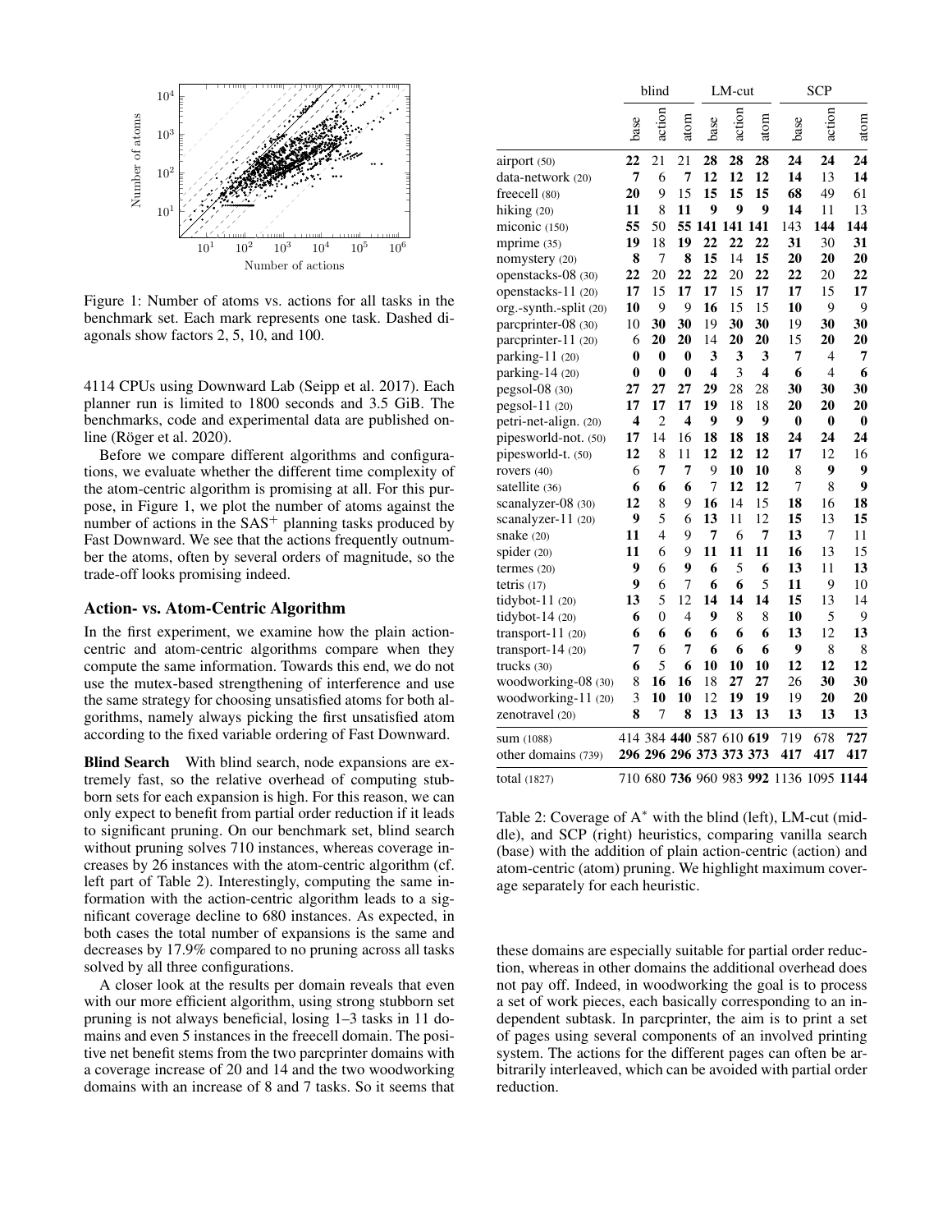Figure 1: Number of atoms vs. actions for all tasks in the benchmark set. Each mark represents one task. Dashed diagonals show factors 2, 5, 10, and 100.

4114 CPUs using Downward Lab (Seipp et al. 2017). Each planner run is limited to 1800 seconds and 3.5 GiB. The benchmarks, code and experimental data are published online (Röger et al. 2020).

Before we compare different algorithms and configurations, we evaluate whether the different time complexity of the atom-centric algorithm is promising at all. For this purpose, in Figure 1, we plot the number of atoms against the number of actions in the SAS$^+$ planning tasks produced by Fast Downward. We see that the actions frequently outnumber the atoms, often by several orders of magnitude, so the trade-off looks promising indeed.

## Action- vs. Atom-Centric Algorithm

In the first experiment, we examine how the plain action-centric and atom-centric algorithms compare when they compute the same information. Towards this end, we do not use the mutex-based strengthening of interference and use the same strategy for choosing unsatisfied atoms for both algorithms, namely always picking the first unsatisfied atom according to the fixed variable ordering of Fast Downward.

**Blind Search** With blind search, node expansions are extremely fast, so the relative overhead of computing stubborn sets for each expansion is high. For this reason, we can only expect to benefit from partial order reduction if it leads to significant pruning. On our benchmark set, blind search without pruning solves 710 instances, whereas coverage increases by 26 instances with the atom-centric algorithm (cf. left part of Table 2). Interestingly, computing the same information with the action-centric algorithm leads to a significant coverage decline to 680 instances. As expected, in both cases the total number of expansions is the same and decreases by 17.9% compared to no pruning across all tasks solved by all three configurations.

A closer look at the results per domain reveals that even with our more efficient algorithm, using strong stubborn set pruning is not always beneficial, losing 1–3 tasks in 11 domains and even 5 instances in the freecell domain. The positive net benefit stems from the two parcprinter domains with a coverage increase of 20 and 14 and the two woodworking domains with an increase of 8 and 7 tasks. So it seems that these domains are especially suitable for partial order reduction, whereas in other domains the additional overhead does not pay off. Indeed, in woodworking the goal is to process a set of work pieces, each basically corresponding to an independent subtask. In parcprinter, the aim is to print a set of pages using several components of an involved printing system. The actions for the different pages can often be arbitrarily interleaved, which can be avoided with partial order reduction.

| | blind | | | LM-cut | | | SCP | | |
|---|---|---|---|---|---|---|---|---|---|
| | base | action | atom | base | action | atom | base | action | atom |
| airport (50) | **22** | 21 | 21 | **28** | **28** | **28** | **24** | **24** | **24** |
| data-network (20) | **7** | 6 | **7** | **12** | **12** | **12** | **14** | 13 | **14** |
| freecell (80) | **20** | 9 | 15 | **15** | **15** | **15** | **68** | 49 | 61 |
| hiking (20) | **11** | 8 | **11** | **9** | **9** | **9** | **14** | 11 | 13 |
| miconic (150) | **55** | 50 | **55** | **141** | **141** | **141** | 143 | **144** | **144** |
| mprime (35) | **19** | 18 | **19** | **22** | **22** | **22** | **31** | 30 | **31** |
| nomystery (20) | **8** | 7 | **8** | **15** | 14 | **15** | **20** | **20** | **20** |
| openstacks-08 (30) | **22** | 20 | **22** | **22** | 20 | **22** | **22** | 20 | **22** |
| openstacks-11 (20) | **17** | 15 | **17** | **17** | 15 | **17** | **17** | 15 | **17** |
| org.-synth.-split (20) | **10** | 9 | 9 | **16** | 15 | 15 | **10** | 9 | 9 |
| parcprinter-08 (30) | 10 | **30** | **30** | 19 | **30** | **30** | 19 | **30** | **30** |
| parcprinter-11 (20) | 6 | **20** | **20** | 14 | **20** | **20** | 15 | **20** | **20** |
| parking-11 (20) | **0** | **0** | **0** | **3** | **3** | **3** | **7** | 4 | **7** |
| parking-14 (20) | **0** | **0** | **0** | **4** | 3 | **4** | **6** | 4 | **6** |
| pegsol-08 (30) | **27** | **27** | **27** | **29** | 28 | 28 | **30** | **30** | **30** |
| pegsol-11 (20) | **17** | **17** | **17** | **19** | 18 | 18 | **20** | **20** | **20** |
| petri-net-align. (20) | **4** | 2 | **4** | **9** | **9** | **9** | **0** | **0** | **0** |
| pipesworld-not. (50) | **17** | 14 | 16 | **18** | **18** | **18** | **24** | **24** | **24** |
| pipesworld-t. (50) | **12** | 8 | 11 | **12** | **12** | **12** | **17** | 12 | 16 |
| rovers (40) | 6 | **7** | **7** | 9 | **10** | **10** | 8 | **9** | **9** |
| satellite (36) | **6** | **6** | **6** | 7 | **12** | **12** | 7 | 8 | **9** |
| scanalyzer-08 (30) | **12** | 8 | 9 | **16** | 14 | 15 | **18** | 16 | **18** |
| scanalyzer-11 (20) | **9** | 5 | 6 | **13** | 11 | 12 | **15** | 13 | **15** |
| snake (20) | **11** | 4 | 9 | **7** | 6 | **7** | **13** | 7 | 11 |
| spider (20) | **11** | 6 | 9 | **11** | **11** | **11** | **16** | 13 | 15 |
| termes (20) | **9** | 6 | **9** | **6** | 5 | **6** | **13** | 11 | **13** |
| tetris (17) | **9** | 6 | 7 | **6** | **6** | 5 | **11** | 9 | 10 |
| tidybot-11 (20) | **13** | 5 | 12 | **14** | **14** | **14** | **15** | 13 | 14 |
| tidybot-14 (20) | **6** | 0 | 4 | **9** | 8 | 8 | **10** | 5 | 9 |
| transport-11 (20) | **6** | **6** | **6** | **6** | **6** | **6** | **13** | 12 | **13** |
| transport-14 (20) | **7** | 6 | **7** | **6** | **6** | **6** | **9** | 8 | 8 |
| trucks (30) | **6** | 5 | **6** | **10** | **10** | **10** | **12** | **12** | **12** |
| woodworking-08 (30) | 8 | **16** | **16** | 18 | **27** | **27** | 26 | **30** | **30** |
| woodworking-11 (20) | 3 | **10** | **10** | 12 | **19** | **19** | 19 | **20** | **20** |
| zenotravel (20) | **8** | 7 | **8** | **13** | **13** | **13** | **13** | **13** | **13** |
| sum (1088) | 414 | 384 | **440** | 587 | 610 | **619** | 719 | 678 | **727** |
| other domains (739) | **296** | **296** | **296** | **373** | **373** | **373** | **417** | **417** | **417** |
| total (1827) | 710 | 680 | **736** | 960 | 983 | **992** | 1136 | 1095 | **1144** |

Table 2: Coverage of A$^*$ with the blind (left), LM-cut (middle), and SCP (right) heuristics, comparing vanilla search (base) with the addition of plain action-centric (action) and atom-centric (atom) pruning. We highlight maximum coverage separately for each heuristic.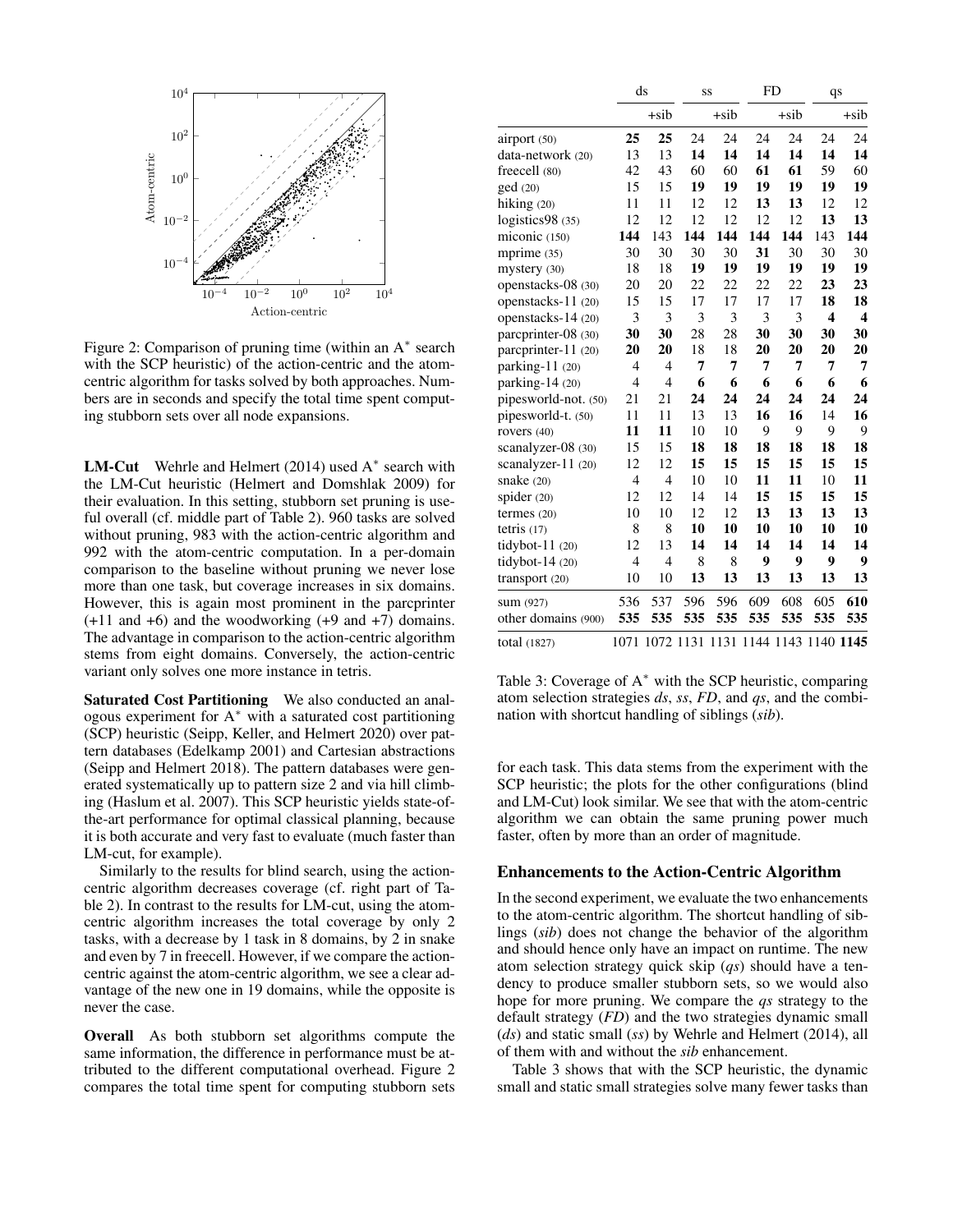Figure 2: Comparison of pruning time (within an A* search with the SCP heuristic) of the action-centric and the atom-centric algorithm for tasks solved by both approaches. Numbers are in seconds and specify the total time spent computing stubborn sets over all node expansions.

**LM-Cut** Wehrle and Helmert (2014) used A* search with the LM-Cut heuristic (Helmert and Domshlak 2009) for their evaluation. In this setting, stubborn set pruning is useful overall (cf. middle part of Table 2). 960 tasks are solved without pruning, 983 with the action-centric algorithm and 992 with the atom-centric computation. In a per-domain comparison to the baseline without pruning we never lose more than one task, but coverage increases in six domains. However, this is again most prominent in the parcprinter (+11 and +6) and the woodworking (+9 and +7) domains. The advantage in comparison to the action-centric algorithm stems from eight domains. Conversely, the action-centric variant only solves one more instance in tetris.

**Saturated Cost Partitioning** We also conducted an analogous experiment for A* with a saturated cost partitioning (SCP) heuristic (Seipp, Keller, and Helmert 2020) over pattern databases (Edelkamp 2001) and Cartesian abstractions (Seipp and Helmert 2018). The pattern databases were generated systematically up to pattern size 2 and via hill climbing (Haslum et al. 2007). This SCP heuristic yields state-of-the-art performance for optimal classical planning, because it is both accurate and very fast to evaluate (much faster than LM-cut, for example).

Similarly to the results for blind search, using the action-centric algorithm decreases coverage (cf. right part of Table 2). In contrast to the results for LM-cut, using the atom-centric algorithm increases the total coverage by only 2 tasks, with a decrease by 1 task in 8 domains, by 2 in snake and even by 7 in freecell. However, if we compare the action-centric against the atom-centric algorithm, we see a clear advantage of the new one in 19 domains, while the opposite is never the case.

**Overall** As both stubborn set algorithms compute the same information, the difference in performance must be attributed to the different computational overhead. Figure 2 compares the total time spent for computing stubborn sets

| | ds | | ss | | FD | | qs | |
|---|---|---|---|---|---|---|---|---|
| | | +sib | | +sib | | +sib | | +sib |
| airport (50) | **25** | **25** | 24 | 24 | 24 | 24 | 24 | 24 |
| data-network (20) | 13 | 13 | **14** | **14** | **14** | **14** | **14** | **14** |
| freecell (80) | 42 | 43 | 60 | 60 | **61** | **61** | 59 | 60 |
| ged (20) | 15 | 15 | **19** | **19** | **19** | **19** | **19** | **19** |
| hiking (20) | 11 | 11 | 12 | 12 | **13** | **13** | 12 | 12 |
| logistics98 (35) | 12 | 12 | 12 | 12 | 12 | 12 | **13** | **13** |
| miconic (150) | **144** | 143 | **144** | **144** | **144** | **144** | 143 | **144** |
| mprime (35) | 30 | 30 | 30 | 30 | **31** | 30 | 30 | 30 |
| mystery (30) | 18 | 18 | **19** | **19** | **19** | **19** | **19** | **19** |
| openstacks-08 (30) | 20 | 20 | 22 | 22 | 22 | 22 | **23** | **23** |
| openstacks-11 (20) | 15 | 15 | 17 | 17 | 17 | 17 | **18** | **18** |
| openstacks-14 (20) | 3 | 3 | 3 | 3 | 3 | 3 | **4** | **4** |
| parcprinter-08 (30) | **30** | **30** | 28 | 28 | **30** | **30** | **30** | **30** |
| parcprinter-11 (20) | **20** | **20** | 18 | 18 | **20** | **20** | **20** | **20** |
| parking-11 (20) | 4 | 4 | **7** | **7** | **7** | **7** | **7** | **7** |
| parking-14 (20) | 4 | 4 | **6** | **6** | **6** | **6** | **6** | **6** |
| pipesworld-not. (50) | 21 | 21 | **24** | **24** | **24** | **24** | **24** | **24** |
| pipesworld-t. (50) | 11 | 11 | 13 | 13 | **16** | **16** | 14 | **16** |
| rovers (40) | **11** | **11** | 10 | 10 | 9 | 9 | 9 | 9 |
| scanalyzer-08 (30) | 15 | 15 | **18** | **18** | **18** | **18** | **18** | **18** |
| scanalyzer-11 (20) | 12 | 12 | **15** | **15** | **15** | **15** | **15** | **15** |
| snake (20) | 4 | 4 | 10 | 10 | **11** | **11** | 10 | **11** |
| spider (20) | 12 | 12 | 14 | 14 | **15** | **15** | **15** | **15** |
| termes (20) | 10 | 10 | 12 | 12 | **13** | **13** | **13** | **13** |
| tetris (17) | 8 | 8 | **10** | **10** | **10** | **10** | **10** | **10** |
| tidybot-11 (20) | 12 | 13 | **14** | **14** | **14** | **14** | **14** | **14** |
| tidybot-14 (20) | 4 | 4 | 8 | 8 | **9** | **9** | **9** | **9** |
| transport (20) | 10 | 10 | **13** | **13** | **13** | **13** | **13** | **13** |
| sum (927) | 536 | 537 | 596 | 596 | 609 | 608 | 605 | **610** |
| other domains (900) | **535** | **535** | **535** | **535** | **535** | **535** | **535** | **535** |
| total (1827) | 1071 | 1072 | 1131 | 1131 | 1144 | 1143 | 1140 | **1145** |

Table 3: Coverage of A* with the SCP heuristic, comparing atom selection strategies *ds*, *ss*, *FD*, and *qs*, and the combination with shortcut handling of siblings (*sib*).

for each task. This data stems from the experiment with the SCP heuristic; the plots for the other configurations (blind and LM-Cut) look similar. We see that with the atom-centric algorithm we can obtain the same pruning power much faster, often by more than an order of magnitude.

## Enhancements to the Action-Centric Algorithm

In the second experiment, we evaluate the two enhancements to the atom-centric algorithm. The shortcut handling of siblings (*sib*) does not change the behavior of the algorithm and should hence only have an impact on runtime. The new atom selection strategy quick skip (*qs*) should have a tendency to produce smaller stubborn sets, so we would also hope for more pruning. We compare the *qs* strategy to the default strategy (*FD*) and the two strategies dynamic small (*ds*) and static small (*ss*) by Wehrle and Helmert (2014), all of them with and without the *sib* enhancement.

Table 3 shows that with the SCP heuristic, the dynamic small and static small strategies solve many fewer tasks than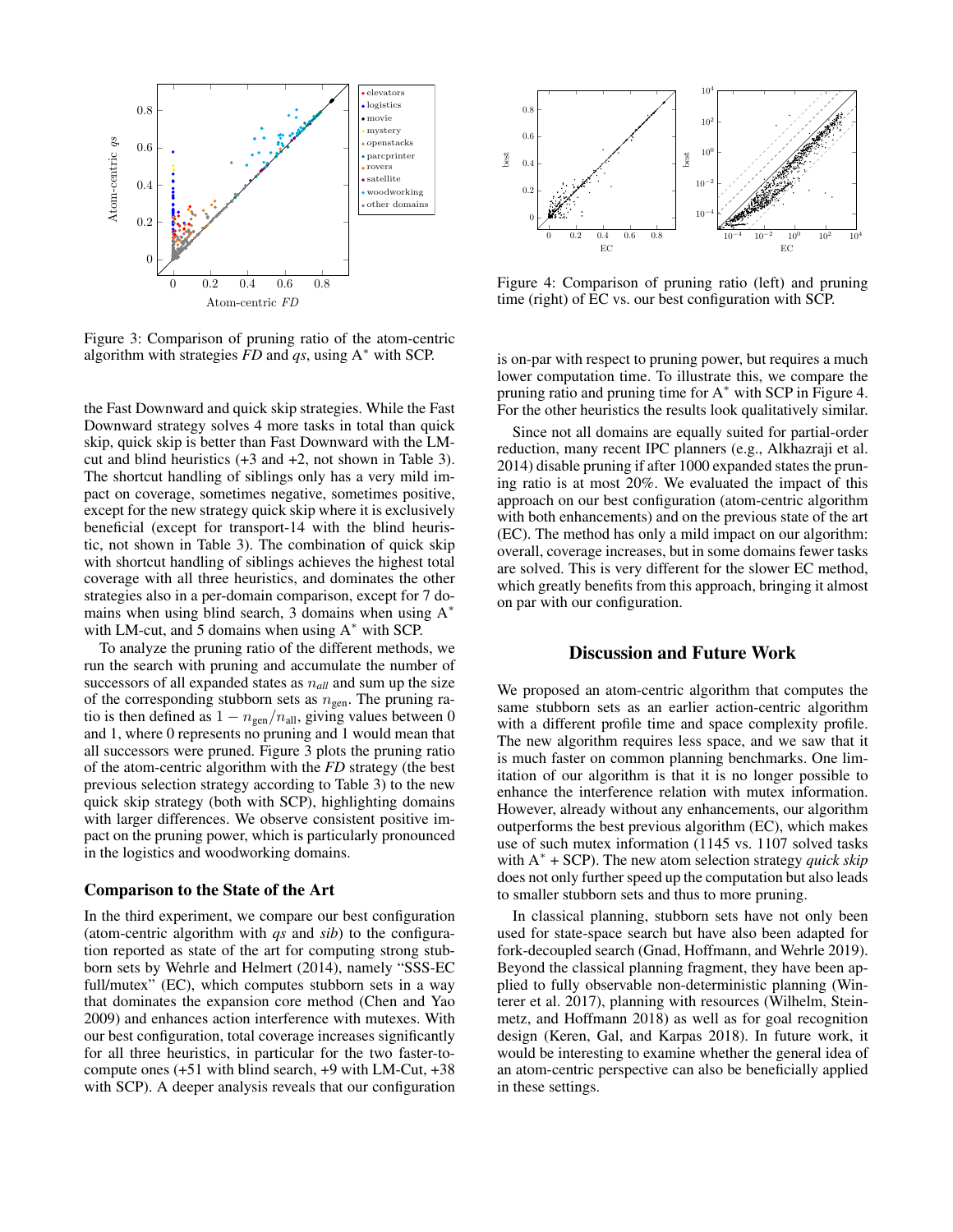Figure 3: Comparison of pruning ratio of the atom-centric algorithm with strategies *FD* and *qs*, using A$^*$ with SCP.

Figure 4: Comparison of pruning ratio (left) and pruning time (right) of EC vs. our best configuration with SCP.

the Fast Downward and quick skip strategies. While the Fast Downward strategy solves 4 more tasks in total than quick skip, quick skip is better than Fast Downward with the LM-cut and blind heuristics (+3 and +2, not shown in Table 3). The shortcut handling of siblings only has a very mild impact on coverage, sometimes negative, sometimes positive, except for the new strategy quick skip where it is exclusively beneficial (except for transport-14 with the blind heuristic, not shown in Table 3). The combination of quick skip with shortcut handling of siblings achieves the highest total coverage with all three heuristics, and dominates the other strategies also in a per-domain comparison, except for 7 domains when using blind search, 3 domains when using A$^*$ with LM-cut, and 5 domains when using A$^*$ with SCP.

To analyze the pruning ratio of the different methods, we run the search with pruning and accumulate the number of successors of all expanded states as $n_{all}$ and sum up the size of the corresponding stubborn sets as $n_{\text{gen}}$. The pruning ratio is then defined as $1 - n_{\text{gen}}/n_{\text{all}}$, giving values between 0 and 1, where 0 represents no pruning and 1 would mean that all successors were pruned. Figure 3 plots the pruning ratio of the atom-centric algorithm with the *FD* strategy (the best previous selection strategy according to Table 3) to the new quick skip strategy (both with SCP), highlighting domains with larger differences. We observe consistent positive impact on the pruning power, which is particularly pronounced in the logistics and woodworking domains.

### Comparison to the State of the Art

In the third experiment, we compare our best configuration (atom-centric algorithm with *qs* and *sib*) to the configuration reported as state of the art for computing strong stubborn sets by Wehrle and Helmert (2014), namely "SSS-EC full/mutex" (EC), which computes stubborn sets in a way that dominates the expansion core method (Chen and Yao 2009) and enhances action interference with mutexes. With our best configuration, total coverage increases significantly for all three heuristics, in particular for the two faster-to-compute ones (+51 with blind search, +9 with LM-Cut, +38 with SCP). A deeper analysis reveals that our configuration is on-par with respect to pruning power, but requires a much lower computation time. To illustrate this, we compare the pruning ratio and pruning time for A$^*$ with SCP in Figure 4. For the other heuristics the results look qualitatively similar.

Since not all domains are equally suited for partial-order reduction, many recent IPC planners (e.g., Alkhazraji et al. 2014) disable pruning if after 1000 expanded states the pruning ratio is at most 20%. We evaluated the impact of this approach on our best configuration (atom-centric algorithm with both enhancements) and on the previous state of the art (EC). The method has only a mild impact on our algorithm: overall, coverage increases, but in some domains fewer tasks are solved. This is very different for the slower EC method, which greatly benefits from this approach, bringing it almost on par with our configuration.

## Discussion and Future Work

We proposed an atom-centric algorithm that computes the same stubborn sets as an earlier action-centric algorithm with a different profile time and space complexity profile. The new algorithm requires less space, and we saw that it is much faster on common planning benchmarks. One limitation of our algorithm is that it is no longer possible to enhance the interference relation with mutex information. However, already without any enhancements, our algorithm outperforms the best previous algorithm (EC), which makes use of such mutex information (1145 vs. 1107 solved tasks with A$^*$ + SCP). The new atom selection strategy *quick skip* does not only further speed up the computation but also leads to smaller stubborn sets and thus to more pruning.

In classical planning, stubborn sets have not only been used for state-space search but have also been adapted for fork-decoupled search (Gnad, Hoffmann, and Wehrle 2019). Beyond the classical planning fragment, they have been applied to fully observable non-deterministic planning (Winterer et al. 2017), planning with resources (Wilhelm, Steinmetz, and Hoffmann 2018) as well as for goal recognition design (Keren, Gal, and Karpas 2018). In future work, it would be interesting to examine whether the general idea of an atom-centric perspective can also be beneficially applied in these settings.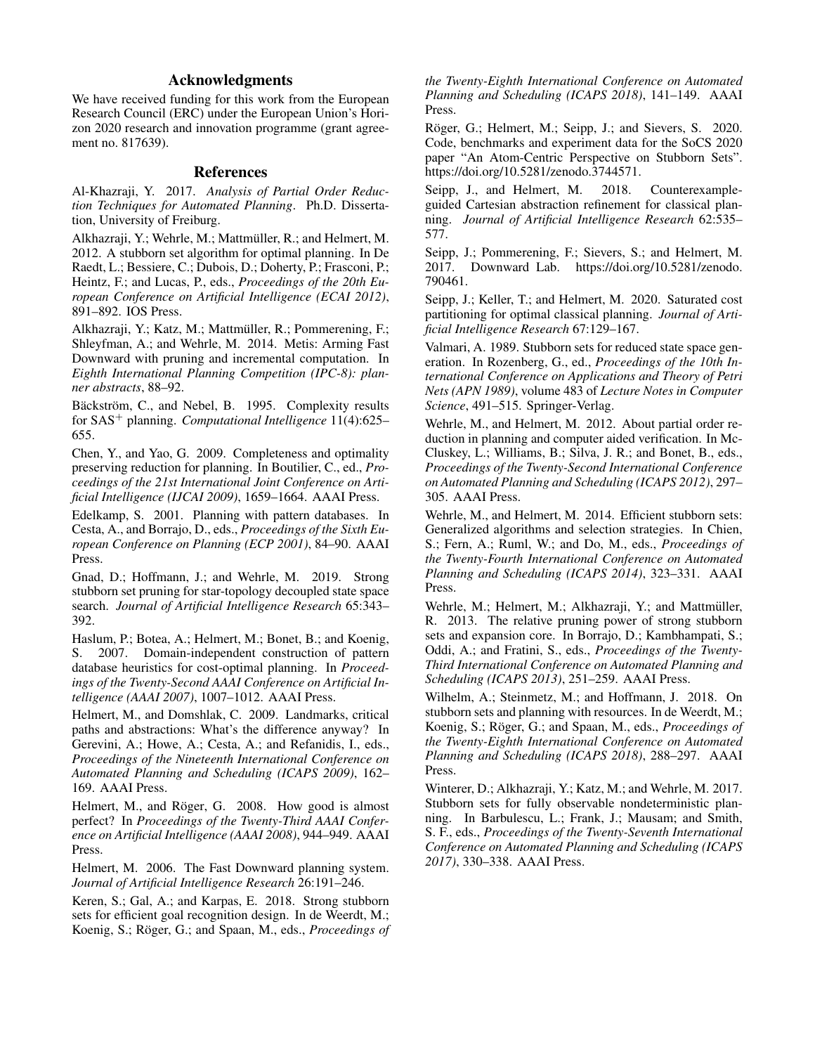## Acknowledgments

We have received funding for this work from the European Research Council (ERC) under the European Union's Horizon 2020 research and innovation programme (grant agreement no. 817639).

## References

Al-Khazraji, Y. 2017. *Analysis of Partial Order Reduction Techniques for Automated Planning*. Ph.D. Dissertation, University of Freiburg.

Alkhazraji, Y.; Wehrle, M.; Mattmüller, R.; and Helmert, M. 2012. A stubborn set algorithm for optimal planning. In De Raedt, L.; Bessiere, C.; Dubois, D.; Doherty, P.; Frasconi, P.; Heintz, F.; and Lucas, P., eds., *Proceedings of the 20th European Conference on Artificial Intelligence (ECAI 2012)*, 891–892. IOS Press.

Alkhazraji, Y.; Katz, M.; Mattmüller, R.; Pommerening, F.; Shleyfman, A.; and Wehrle, M. 2014. Metis: Arming Fast Downward with pruning and incremental computation. In *Eighth International Planning Competition (IPC-8): planner abstracts*, 88–92.

Bäckström, C., and Nebel, B. 1995. Complexity results for $SAS^+$ planning. *Computational Intelligence* 11(4):625–655.

Chen, Y., and Yao, G. 2009. Completeness and optimality preserving reduction for planning. In Boutilier, C., ed., *Proceedings of the 21st International Joint Conference on Artificial Intelligence (IJCAI 2009)*, 1659–1664. AAAI Press.

Edelkamp, S. 2001. Planning with pattern databases. In Cesta, A., and Borrajo, D., eds., *Proceedings of the Sixth European Conference on Planning (ECP 2001)*, 84–90. AAAI Press.

Gnad, D.; Hoffmann, J.; and Wehrle, M. 2019. Strong stubborn set pruning for star-topology decoupled state space search. *Journal of Artificial Intelligence Research* 65:343–392.

Haslum, P.; Botea, A.; Helmert, M.; Bonet, B.; and Koenig, S. 2007. Domain-independent construction of pattern database heuristics for cost-optimal planning. In *Proceedings of the Twenty-Second AAAI Conference on Artificial Intelligence (AAAI 2007)*, 1007–1012. AAAI Press.

Helmert, M., and Domshlak, C. 2009. Landmarks, critical paths and abstractions: What's the difference anyway? In Gerevini, A.; Howe, A.; Cesta, A.; and Refanidis, I., eds., *Proceedings of the Nineteenth International Conference on Automated Planning and Scheduling (ICAPS 2009)*, 162–169. AAAI Press.

Helmert, M., and Röger, G. 2008. How good is almost perfect? In *Proceedings of the Twenty-Third AAAI Conference on Artificial Intelligence (AAAI 2008)*, 944–949. AAAI Press.

Helmert, M. 2006. The Fast Downward planning system. *Journal of Artificial Intelligence Research* 26:191–246.

Keren, S.; Gal, A.; and Karpas, E. 2018. Strong stubborn sets for efficient goal recognition design. In de Weerdt, M.; Koenig, S.; Röger, G.; and Spaan, M., eds., *Proceedings of the Twenty-Eighth International Conference on Automated Planning and Scheduling (ICAPS 2018)*, 141–149. AAAI Press.

Röger, G.; Helmert, M.; Seipp, J.; and Sievers, S. 2020. Code, benchmarks and experiment data for the SoCS 2020 paper "An Atom-Centric Perspective on Stubborn Sets". https://doi.org/10.5281/zenodo.3744571.

Seipp, J., and Helmert, M. 2018. Counterexample-guided Cartesian abstraction refinement for classical planning. *Journal of Artificial Intelligence Research* 62:535–577.

Seipp, J.; Pommerening, F.; Sievers, S.; and Helmert, M. 2017. Downward Lab. https://doi.org/10.5281/zenodo.790461.

Seipp, J.; Keller, T.; and Helmert, M. 2020. Saturated cost partitioning for optimal classical planning. *Journal of Artificial Intelligence Research* 67:129–167.

Valmari, A. 1989. Stubborn sets for reduced state space generation. In Rozenberg, G., ed., *Proceedings of the 10th International Conference on Applications and Theory of Petri Nets (APN 1989)*, volume 483 of *Lecture Notes in Computer Science*, 491–515. Springer-Verlag.

Wehrle, M., and Helmert, M. 2012. About partial order reduction in planning and computer aided verification. In McCluskey, L.; Williams, B.; Silva, J. R.; and Bonet, B., eds., *Proceedings of the Twenty-Second International Conference on Automated Planning and Scheduling (ICAPS 2012)*, 297–305. AAAI Press.

Wehrle, M., and Helmert, M. 2014. Efficient stubborn sets: Generalized algorithms and selection strategies. In Chien, S.; Fern, A.; Ruml, W.; and Do, M., eds., *Proceedings of the Twenty-Fourth International Conference on Automated Planning and Scheduling (ICAPS 2014)*, 323–331. AAAI Press.

Wehrle, M.; Helmert, M.; Alkhazraji, Y.; and Mattmüller, R. 2013. The relative pruning power of strong stubborn sets and expansion core. In Borrajo, D.; Kambhampati, S.; Oddi, A.; and Fratini, S., eds., *Proceedings of the Twenty-Third International Conference on Automated Planning and Scheduling (ICAPS 2013)*, 251–259. AAAI Press.

Wilhelm, A.; Steinmetz, M.; and Hoffmann, J. 2018. On stubborn sets and planning with resources. In de Weerdt, M.; Koenig, S.; Röger, G.; and Spaan, M., eds., *Proceedings of the Twenty-Eighth International Conference on Automated Planning and Scheduling (ICAPS 2018)*, 288–297. AAAI Press.

Winterer, D.; Alkhazraji, Y.; Katz, M.; and Wehrle, M. 2017. Stubborn sets for fully observable nondeterministic planning. In Barbulescu, L.; Frank, J.; Mausam; and Smith, S. F., eds., *Proceedings of the Twenty-Seventh International Conference on Automated Planning and Scheduling (ICAPS 2017)*, 330–338. AAAI Press.